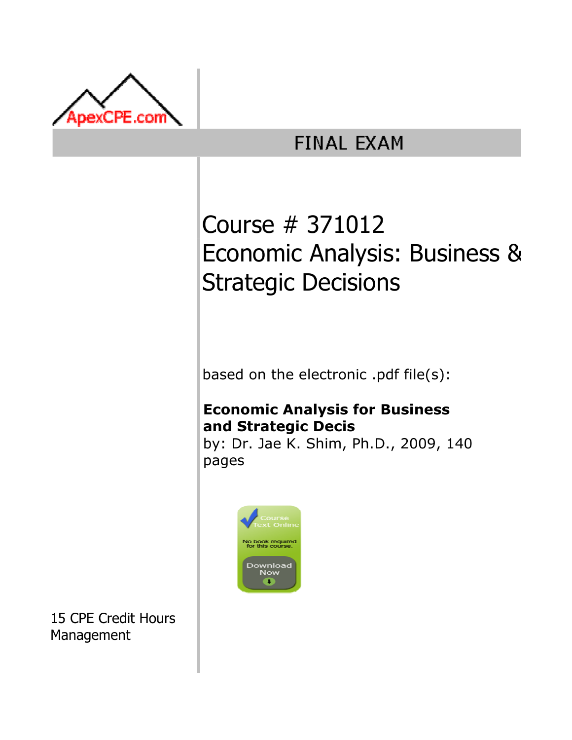ApexCPE.com

# FINAL EXAM

## Course # 371012
## Economic Analysis: Business & Strategic Decisions

based on the electronic .pdf file(s):

**Economic Analysis for Business and Strategic Decis**
by: Dr. Jae K. Shim, Ph.D., 2009, 140 pages

Course Text Online
No book required for this course.
Download Now

15 CPE Credit Hours
Management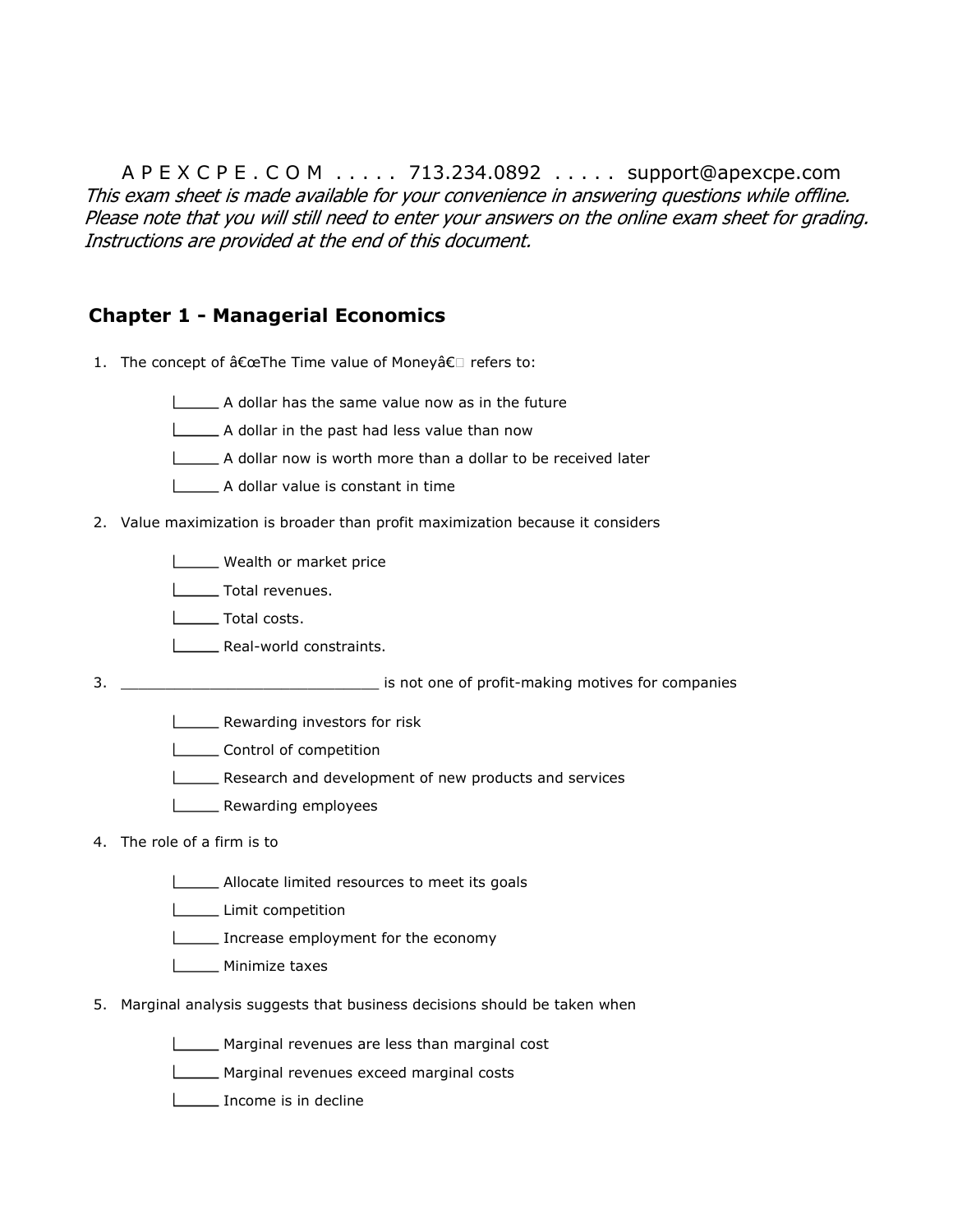A P E X C P E . C O M . . . . . 713.234.0892 . . . . . support@apexcpe.com

*This exam sheet is made available for your convenience in answering questions while offline. Please note that you will still need to enter your answers on the online exam sheet for grading. Instructions are provided at the end of this document.*

## Chapter 1 - Managerial Economics

1. The concept of â€œThe Time value of Moneyâ€ refers to:

   - ____ A dollar has the same value now as in the future
   - ____ A dollar in the past had less value than now
   - ____ A dollar now is worth more than a dollar to be received later
   - ____ A dollar value is constant in time

2. Value maximization is broader than profit maximization because it considers

   - ____ Wealth or market price
   - ____ Total revenues.
   - ____ Total costs.
   - ____ Real-world constraints.

3. ____________________________ is not one of profit-making motives for companies

   - ____ Rewarding investors for risk
   - ____ Control of competition
   - ____ Research and development of new products and services
   - ____ Rewarding employees

4. The role of a firm is to

   - ____ Allocate limited resources to meet its goals
   - ____ Limit competition
   - ____ Increase employment for the economy
   - ____ Minimize taxes

5. Marginal analysis suggests that business decisions should be taken when

   - ____ Marginal revenues are less than marginal cost
   - ____ Marginal revenues exceed marginal costs
   - ____ Income is in decline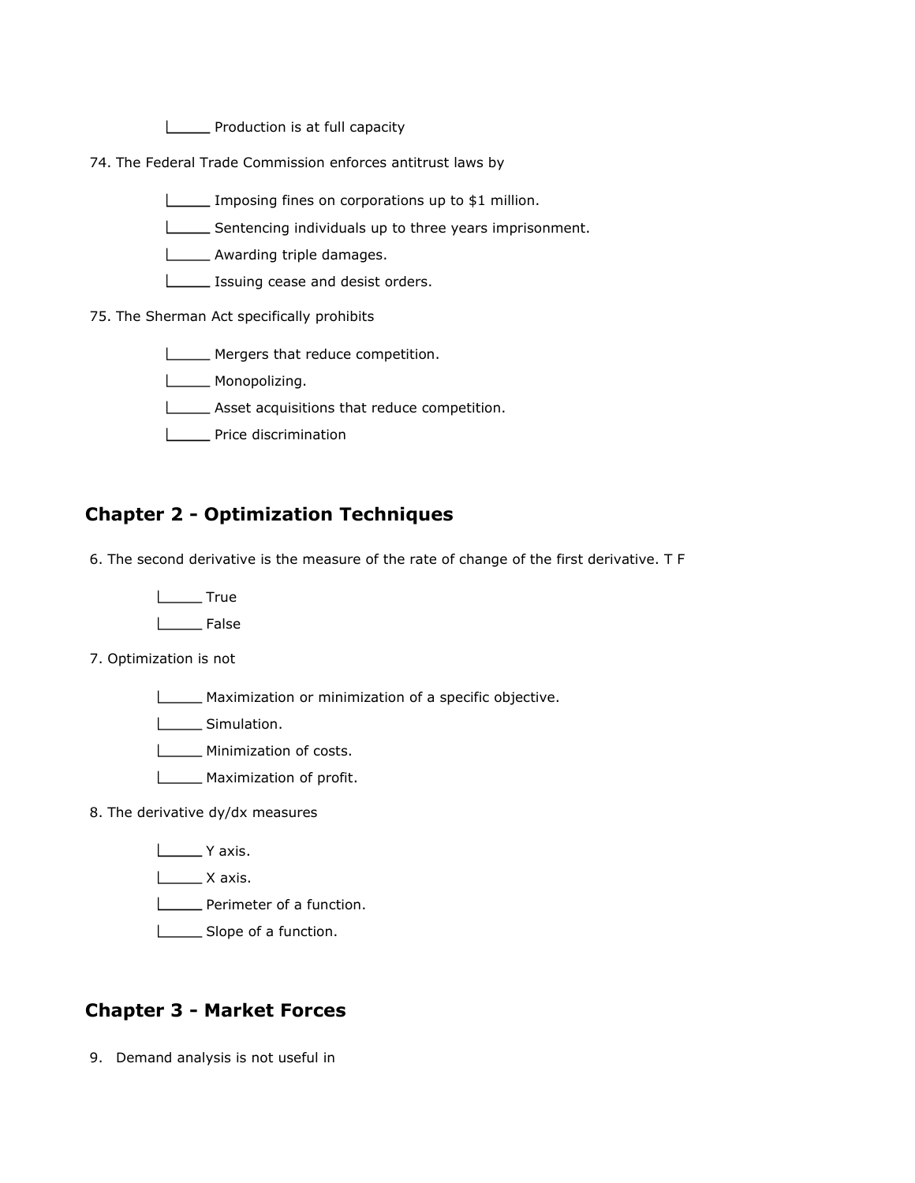- ______ Production is at full capacity

74. The Federal Trade Commission enforces antitrust laws by

- ______ Imposing fines on corporations up to $1 million.
- ______ Sentencing individuals up to three years imprisonment.
- ______ Awarding triple damages.
- ______ Issuing cease and desist orders.

75. The Sherman Act specifically prohibits

- ______ Mergers that reduce competition.
- ______ Monopolizing.
- ______ Asset acquisitions that reduce competition.
- ______ Price discrimination

## Chapter 2 - Optimization Techniques

6. The second derivative is the measure of the rate of change of the first derivative. T F

- ______ True
- ______ False

7. Optimization is not

- ______ Maximization or minimization of a specific objective.
- ______ Simulation.
- ______ Minimization of costs.
- ______ Maximization of profit.

8. The derivative dy/dx measures

- ______ Y axis.
- ______ X axis.
- ______ Perimeter of a function.
- ______ Slope of a function.

## Chapter 3 - Market Forces

9. Demand analysis is not useful in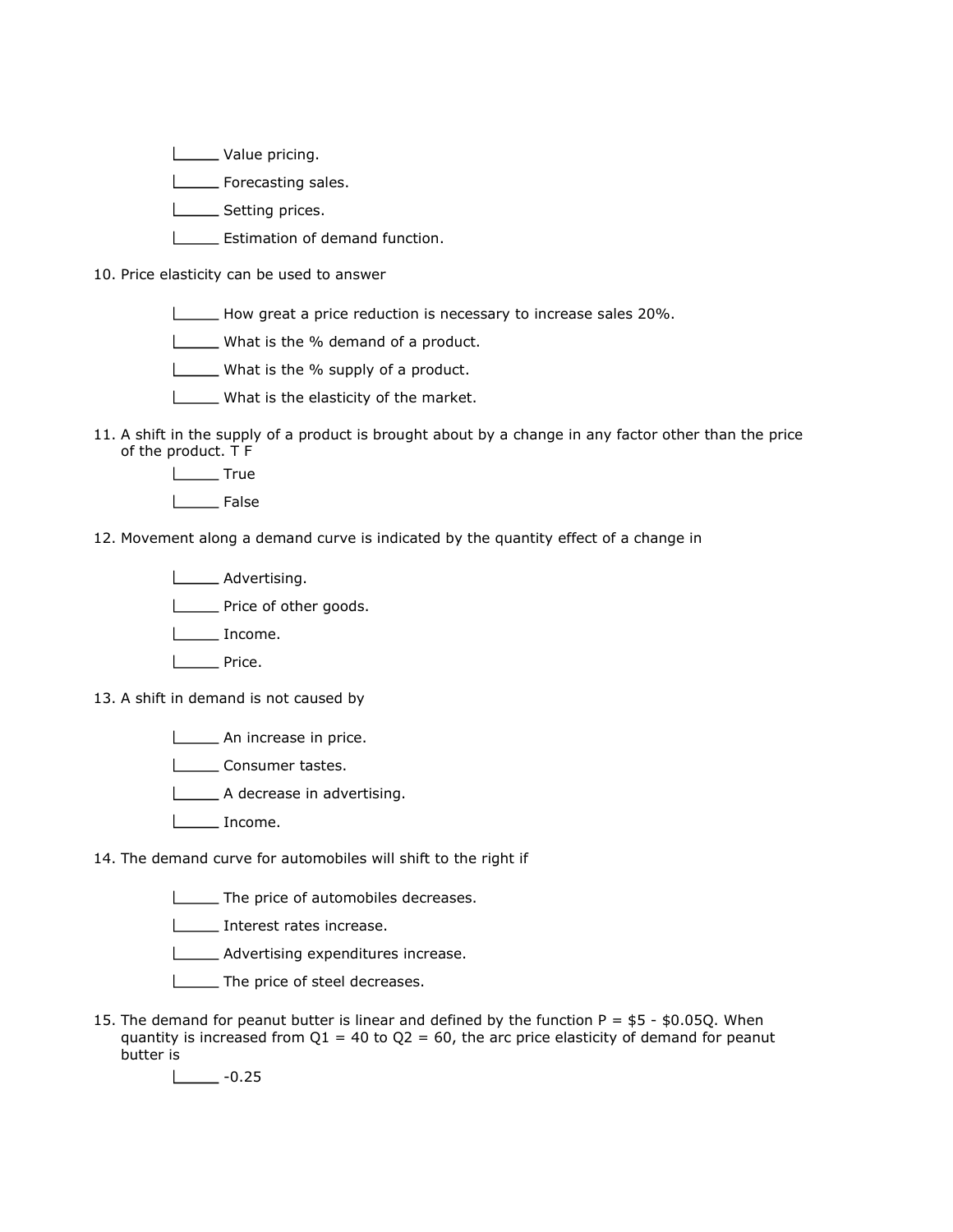_____ Value pricing.

_____ Forecasting sales.

_____ Setting prices.

_____ Estimation of demand function.

10. Price elasticity can be used to answer

    _____ How great a price reduction is necessary to increase sales 20%.

    _____ What is the % demand of a product.

    _____ What is the % supply of a product.

    _____ What is the elasticity of the market.

11. A shift in the supply of a product is brought about by a change in any factor other than the price of the product. T F

    _____ True

    _____ False

12. Movement along a demand curve is indicated by the quantity effect of a change in

    _____ Advertising.

    _____ Price of other goods.

    _____ Income.

    _____ Price.

13. A shift in demand is not caused by

    _____ An increase in price.

    _____ Consumer tastes.

    _____ A decrease in advertising.

    _____ Income.

14. The demand curve for automobiles will shift to the right if

    _____ The price of automobiles decreases.

    _____ Interest rates increase.

    _____ Advertising expenditures increase.

    _____ The price of steel decreases.

15. The demand for peanut butter is linear and defined by the function $P = \$5 - \$0.05Q$. When quantity is increased from $Q1 = 40$ to $Q2 = 60$, the arc price elasticity of demand for peanut butter is

    _____ -0.25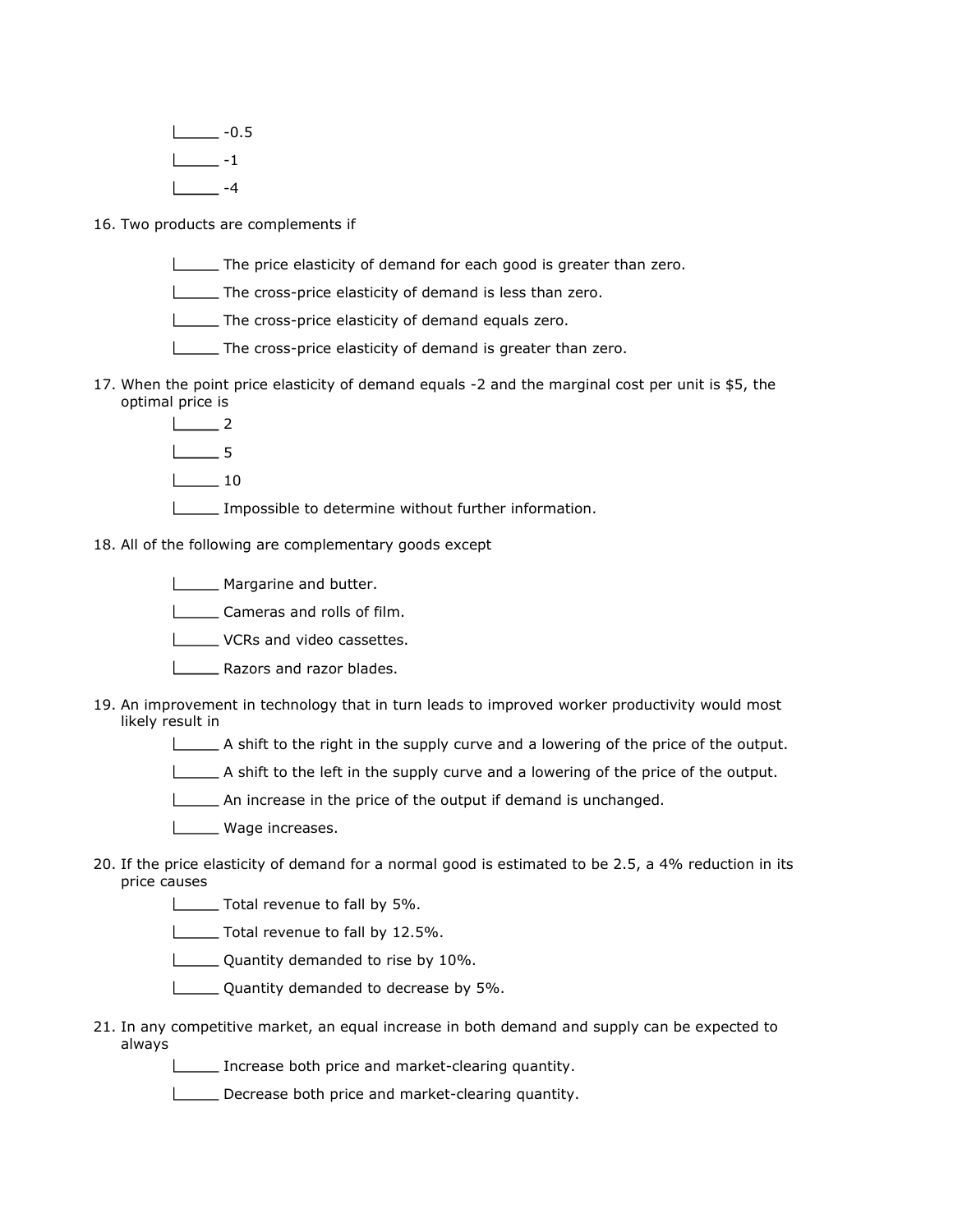- _____ -0.5
- _____ -1
- _____ -4

16. Two products are complements if

    - _____ The price elasticity of demand for each good is greater than zero.
    - _____ The cross-price elasticity of demand is less than zero.
    - _____ The cross-price elasticity of demand equals zero.
    - _____ The cross-price elasticity of demand is greater than zero.

17. When the point price elasticity of demand equals -2 and the marginal cost per unit is $5, the optimal price is

    - _____ 2
    - _____ 5
    - _____ 10
    - _____ Impossible to determine without further information.

18. All of the following are complementary goods except

    - _____ Margarine and butter.
    - _____ Cameras and rolls of film.
    - _____ VCRs and video cassettes.
    - _____ Razors and razor blades.

19. An improvement in technology that in turn leads to improved worker productivity would most likely result in

    - _____ A shift to the right in the supply curve and a lowering of the price of the output.
    - _____ A shift to the left in the supply curve and a lowering of the price of the output.
    - _____ An increase in the price of the output if demand is unchanged.
    - _____ Wage increases.

20. If the price elasticity of demand for a normal good is estimated to be 2.5, a 4% reduction in its price causes

    - _____ Total revenue to fall by 5%.
    - _____ Total revenue to fall by 12.5%.
    - _____ Quantity demanded to rise by 10%.
    - _____ Quantity demanded to decrease by 5%.

21. In any competitive market, an equal increase in both demand and supply can be expected to always

    - _____ Increase both price and market-clearing quantity.
    - _____ Decrease both price and market-clearing quantity.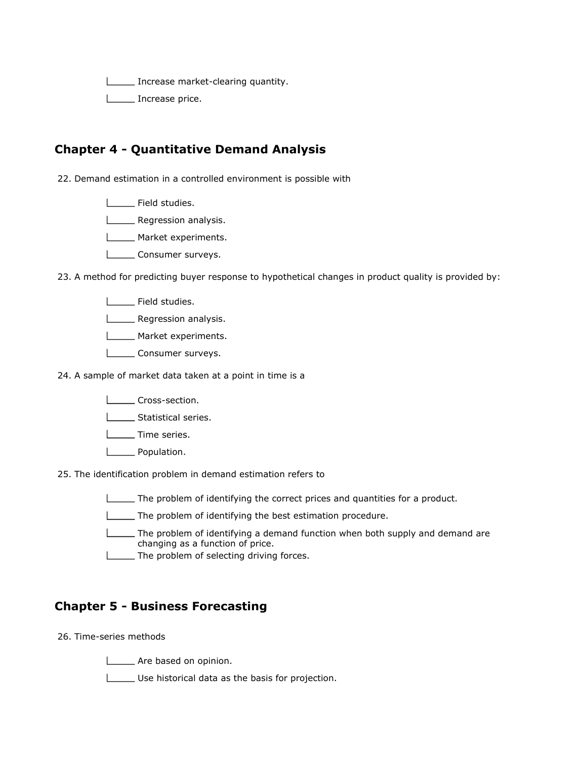_____ Increase market-clearing quantity.

_____ Increase price.

## Chapter 4 - Quantitative Demand Analysis

22. Demand estimation in a controlled environment is possible with

_____ Field studies.

_____ Regression analysis.

_____ Market experiments.

_____ Consumer surveys.

23. A method for predicting buyer response to hypothetical changes in product quality is provided by:

_____ Field studies.

_____ Regression analysis.

_____ Market experiments.

_____ Consumer surveys.

24. A sample of market data taken at a point in time is a

_____ Cross-section.

_____ Statistical series.

_____ Time series.

_____ Population.

25. The identification problem in demand estimation refers to

_____ The problem of identifying the correct prices and quantities for a product.

_____ The problem of identifying the best estimation procedure.

_____ The problem of identifying a demand function when both supply and demand are changing as a function of price.

_____ The problem of selecting driving forces.

## Chapter 5 - Business Forecasting

26. Time-series methods

_____ Are based on opinion.

_____ Use historical data as the basis for projection.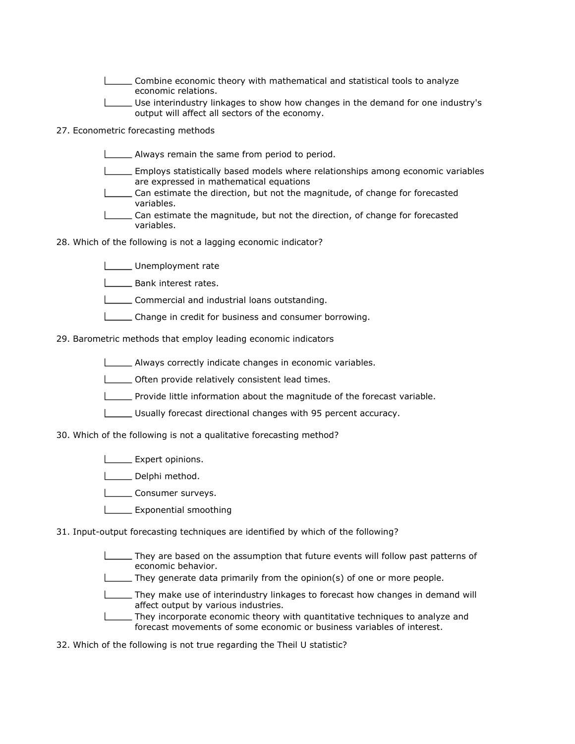- [ ] Combine economic theory with mathematical and statistical tools to analyze economic relations.
- [ ] Use interindustry linkages to show how changes in the demand for one industry's output will affect all sectors of the economy.

27. Econometric forecasting methods

- [ ] Always remain the same from period to period.
- [ ] Employs statistically based models where relationships among economic variables are expressed in mathematical equations
- [ ] Can estimate the direction, but not the magnitude, of change for forecasted variables.
- [ ] Can estimate the magnitude, but not the direction, of change for forecasted variables.

28. Which of the following is not a lagging economic indicator?

- [ ] Unemployment rate
- [ ] Bank interest rates.
- [ ] Commercial and industrial loans outstanding.
- [ ] Change in credit for business and consumer borrowing.

29. Barometric methods that employ leading economic indicators

- [ ] Always correctly indicate changes in economic variables.
- [ ] Often provide relatively consistent lead times.
- [ ] Provide little information about the magnitude of the forecast variable.
- [ ] Usually forecast directional changes with 95 percent accuracy.

30. Which of the following is not a qualitative forecasting method?

- [ ] Expert opinions.
- [ ] Delphi method.
- [ ] Consumer surveys.
- [ ] Exponential smoothing

31. Input-output forecasting techniques are identified by which of the following?

- [ ] They are based on the assumption that future events will follow past patterns of economic behavior.
- [ ] They generate data primarily from the opinion(s) of one or more people.
- [ ] They make use of interindustry linkages to forecast how changes in demand will affect output by various industries.
- [ ] They incorporate economic theory with quantitative techniques to analyze and forecast movements of some economic or business variables of interest.

32. Which of the following is not true regarding the Theil U statistic?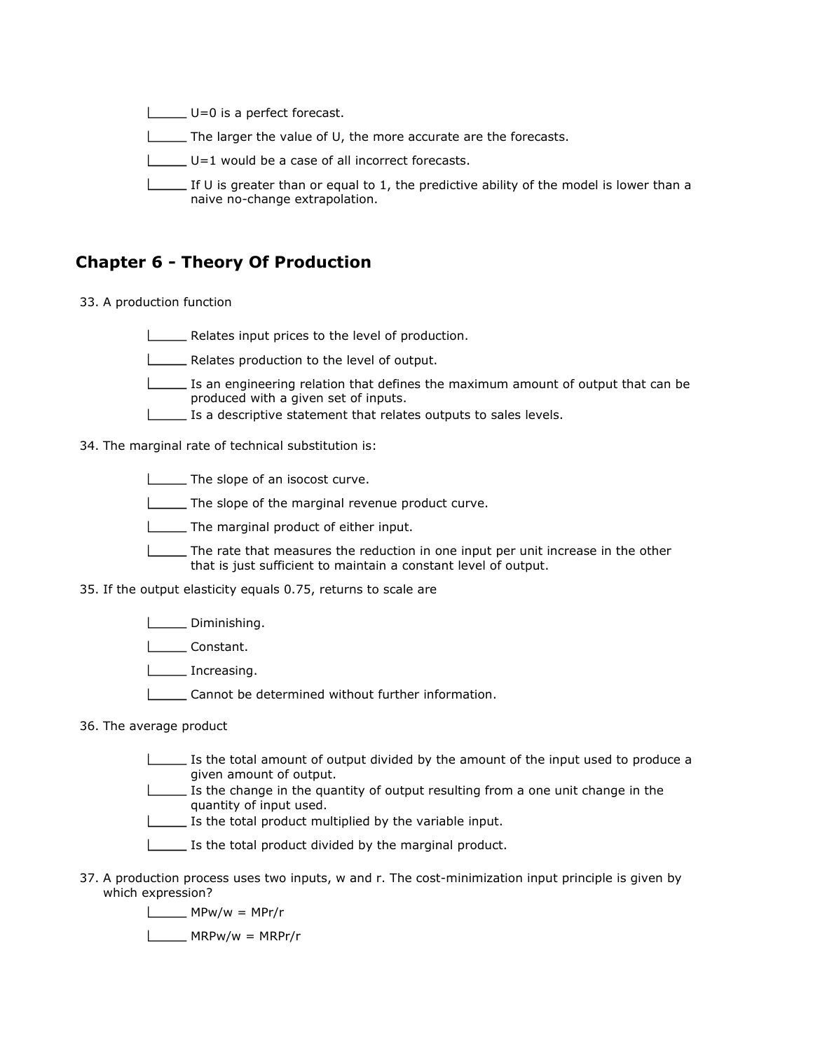- [ ] U=0 is a perfect forecast.
- [ ] The larger the value of U, the more accurate are the forecasts.
- [ ] U=1 would be a case of all incorrect forecasts.
- [ ] If U is greater than or equal to 1, the predictive ability of the model is lower than a naive no-change extrapolation.

## Chapter 6 - Theory Of Production

33. A production function

- [ ] Relates input prices to the level of production.
- [ ] Relates production to the level of output.
- [ ] Is an engineering relation that defines the maximum amount of output that can be produced with a given set of inputs.
- [ ] Is a descriptive statement that relates outputs to sales levels.

34. The marginal rate of technical substitution is:

- [ ] The slope of an isocost curve.
- [ ] The slope of the marginal revenue product curve.
- [ ] The marginal product of either input.
- [ ] The rate that measures the reduction in one input per unit increase in the other that is just sufficient to maintain a constant level of output.

35. If the output elasticity equals 0.75, returns to scale are

- [ ] Diminishing.
- [ ] Constant.
- [ ] Increasing.
- [ ] Cannot be determined without further information.

36. The average product

- [ ] Is the total amount of output divided by the amount of the input used to produce a given amount of output.
- [ ] Is the change in the quantity of output resulting from a one unit change in the quantity of input used.
- [ ] Is the total product multiplied by the variable input.
- [ ] Is the total product divided by the marginal product.

37. A production process uses two inputs, w and r. The cost-minimization input principle is given by which expression?

- [ ] $MP_w/w = MP_r/r$
- [ ] $MRP_w/w = MRP_r/r$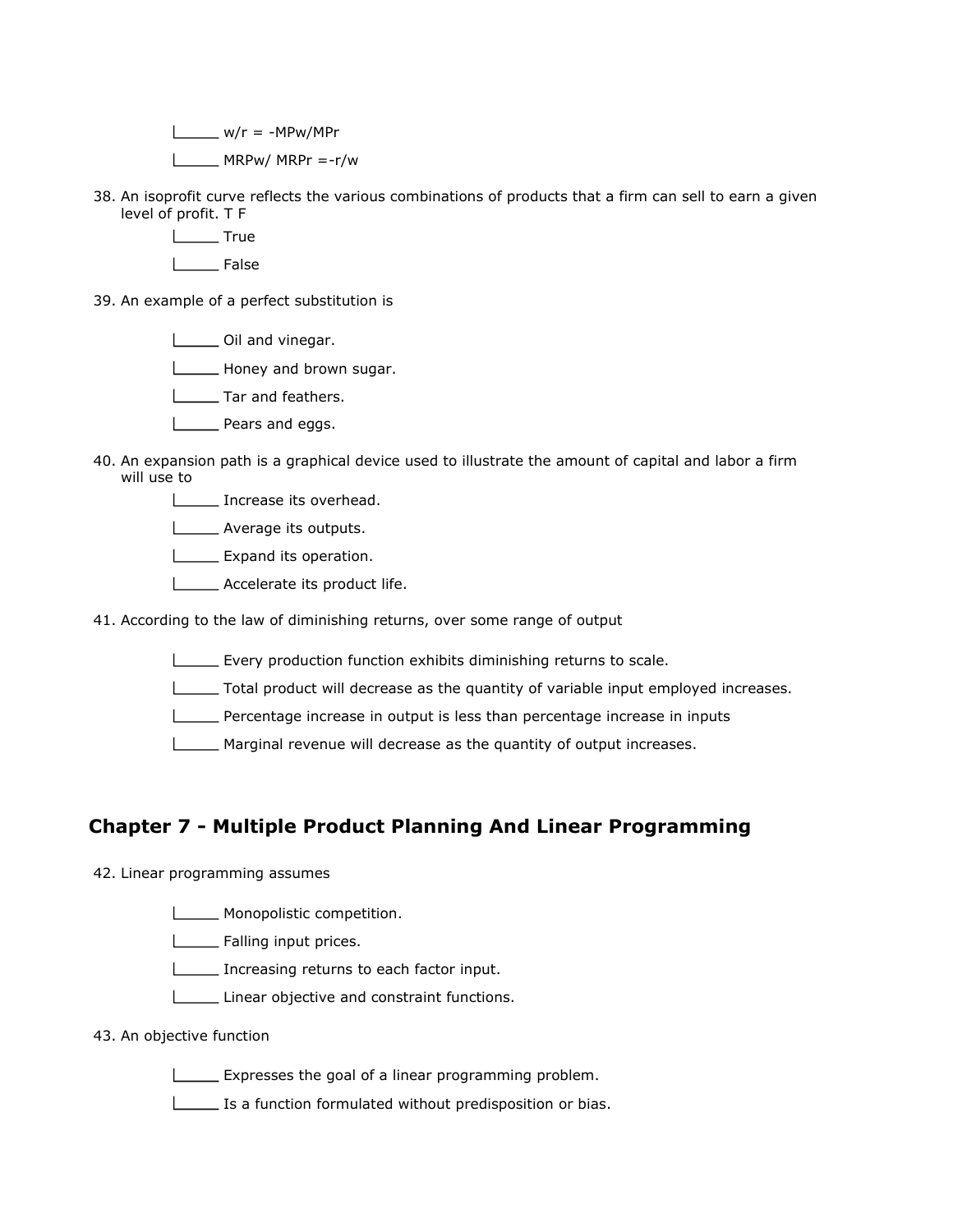- ___ $w/r = -MPw/MPr$
- ___ $MRPw/ MRPr = -r/w$

38. An isoprofit curve reflects the various combinations of products that a firm can sell to earn a given level of profit. T F
    - ___ True
    - ___ False

39. An example of a perfect substitution is
    - ___ Oil and vinegar.
    - ___ Honey and brown sugar.
    - ___ Tar and feathers.
    - ___ Pears and eggs.

40. An expansion path is a graphical device used to illustrate the amount of capital and labor a firm will use to
    - ___ Increase its overhead.
    - ___ Average its outputs.
    - ___ Expand its operation.
    - ___ Accelerate its product life.

41. According to the law of diminishing returns, over some range of output
    - ___ Every production function exhibits diminishing returns to scale.
    - ___ Total product will decrease as the quantity of variable input employed increases.
    - ___ Percentage increase in output is less than percentage increase in inputs
    - ___ Marginal revenue will decrease as the quantity of output increases.

## Chapter 7 - Multiple Product Planning And Linear Programming

42. Linear programming assumes
    - ___ Monopolistic competition.
    - ___ Falling input prices.
    - ___ Increasing returns to each factor input.
    - ___ Linear objective and constraint functions.

43. An objective function
    - ___ Expresses the goal of a linear programming problem.
    - ___ Is a function formulated without predisposition or bias.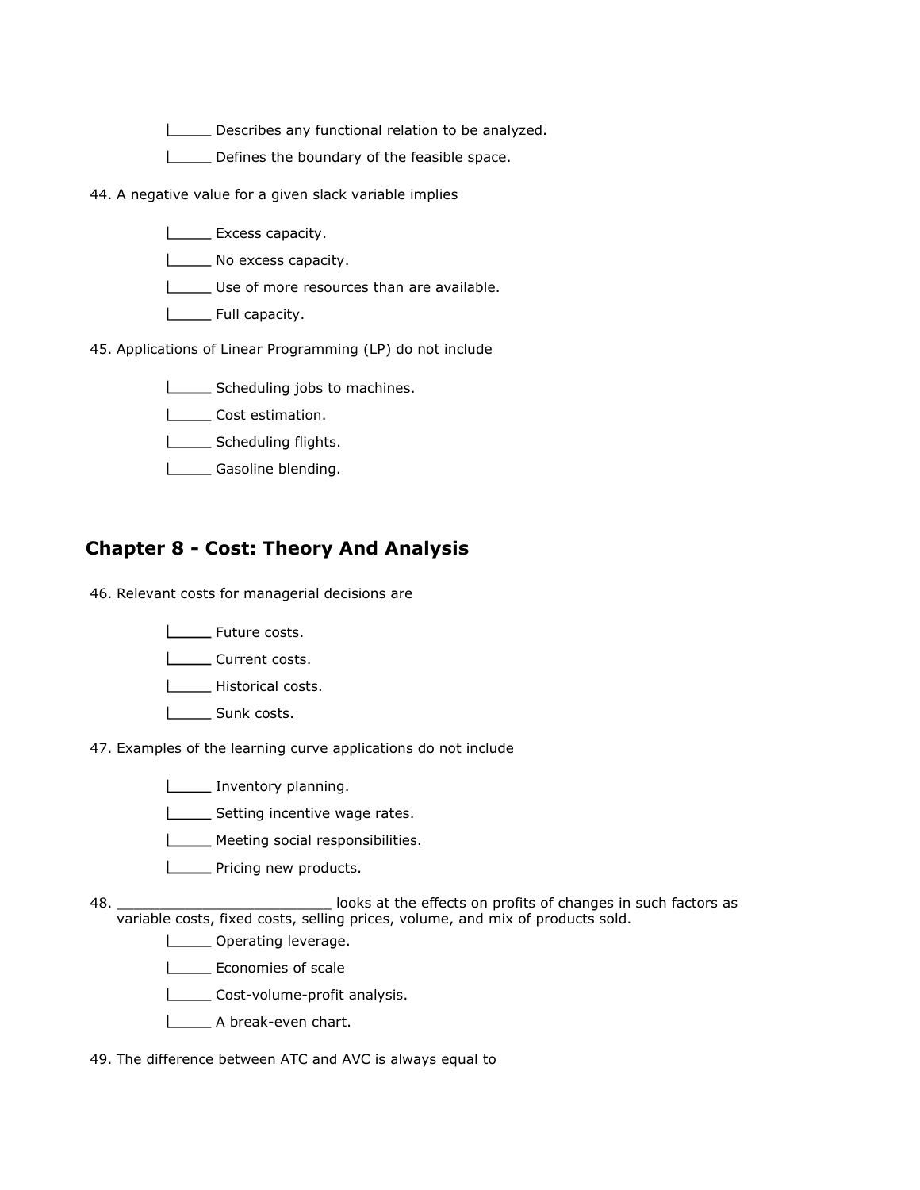- Describes any functional relation to be analyzed.
- Defines the boundary of the feasible space.

44. A negative value for a given slack variable implies

- Excess capacity.
- No excess capacity.
- Use of more resources than are available.
- Full capacity.

45. Applications of Linear Programming (LP) do not include

- Scheduling jobs to machines.
- Cost estimation.
- Scheduling flights.
- Gasoline blending.

## Chapter 8 - Cost: Theory And Analysis

46. Relevant costs for managerial decisions are

- Future costs.
- Current costs.
- Historical costs.
- Sunk costs.

47. Examples of the learning curve applications do not include

- Inventory planning.
- Setting incentive wage rates.
- Meeting social responsibilities.
- Pricing new products.

48. _________________________ looks at the effects on profits of changes in such factors as variable costs, fixed costs, selling prices, volume, and mix of products sold.

- Operating leverage.
- Economies of scale
- Cost-volume-profit analysis.
- A break-even chart.

49. The difference between ATC and AVC is always equal to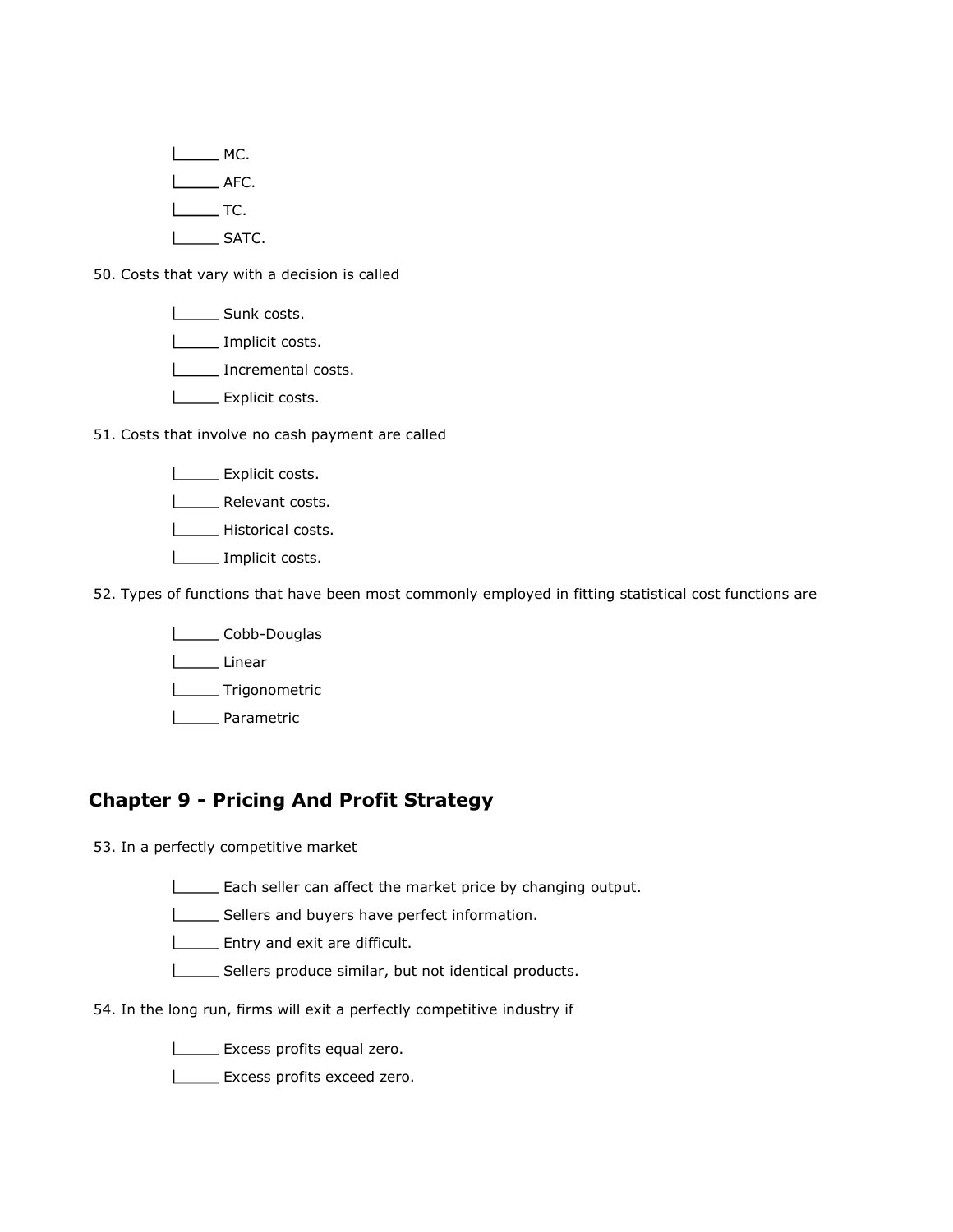- ☐ MC.
- ☐ AFC.
- ☐ TC.
- ☐ SATC.

50. Costs that vary with a decision is called

- ☐ Sunk costs.
- ☐ Implicit costs.
- ☐ Incremental costs.
- ☐ Explicit costs.

51. Costs that involve no cash payment are called

- ☐ Explicit costs.
- ☐ Relevant costs.
- ☐ Historical costs.
- ☐ Implicit costs.

52. Types of functions that have been most commonly employed in fitting statistical cost functions are

- ☐ Cobb-Douglas
- ☐ Linear
- ☐ Trigonometric
- ☐ Parametric

## Chapter 9 - Pricing And Profit Strategy

53. In a perfectly competitive market

- ☐ Each seller can affect the market price by changing output.
- ☐ Sellers and buyers have perfect information.
- ☐ Entry and exit are difficult.
- ☐ Sellers produce similar, but not identical products.

54. In the long run, firms will exit a perfectly competitive industry if

- ☐ Excess profits equal zero.
- ☐ Excess profits exceed zero.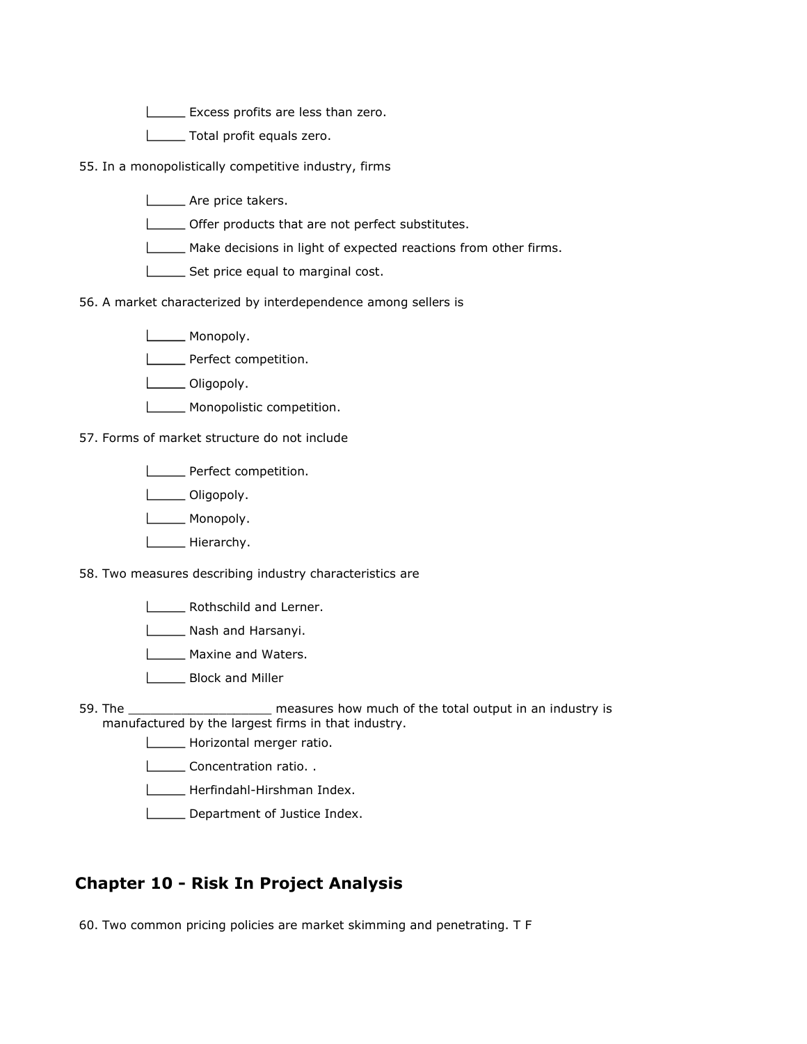- _____ Excess profits are less than zero.
- _____ Total profit equals zero.

55. In a monopolistically competitive industry, firms

- _____ Are price takers.
- _____ Offer products that are not perfect substitutes.
- _____ Make decisions in light of expected reactions from other firms.
- _____ Set price equal to marginal cost.

56. A market characterized by interdependence among sellers is

- _____ Monopoly.
- _____ Perfect competition.
- _____ Oligopoly.
- _____ Monopolistic competition.

57. Forms of market structure do not include

- _____ Perfect competition.
- _____ Oligopoly.
- _____ Monopoly.
- _____ Hierarchy.

58. Two measures describing industry characteristics are

- _____ Rothschild and Lerner.
- _____ Nash and Harsanyi.
- _____ Maxine and Waters.
- _____ Block and Miller

59. The ___________________ measures how much of the total output in an industry is manufactured by the largest firms in that industry.

- _____ Horizontal merger ratio.
- _____ Concentration ratio. .
- _____ Herfindahl-Hirshman Index.
- _____ Department of Justice Index.

## Chapter 10 - Risk In Project Analysis

60. Two common pricing policies are market skimming and penetrating. T F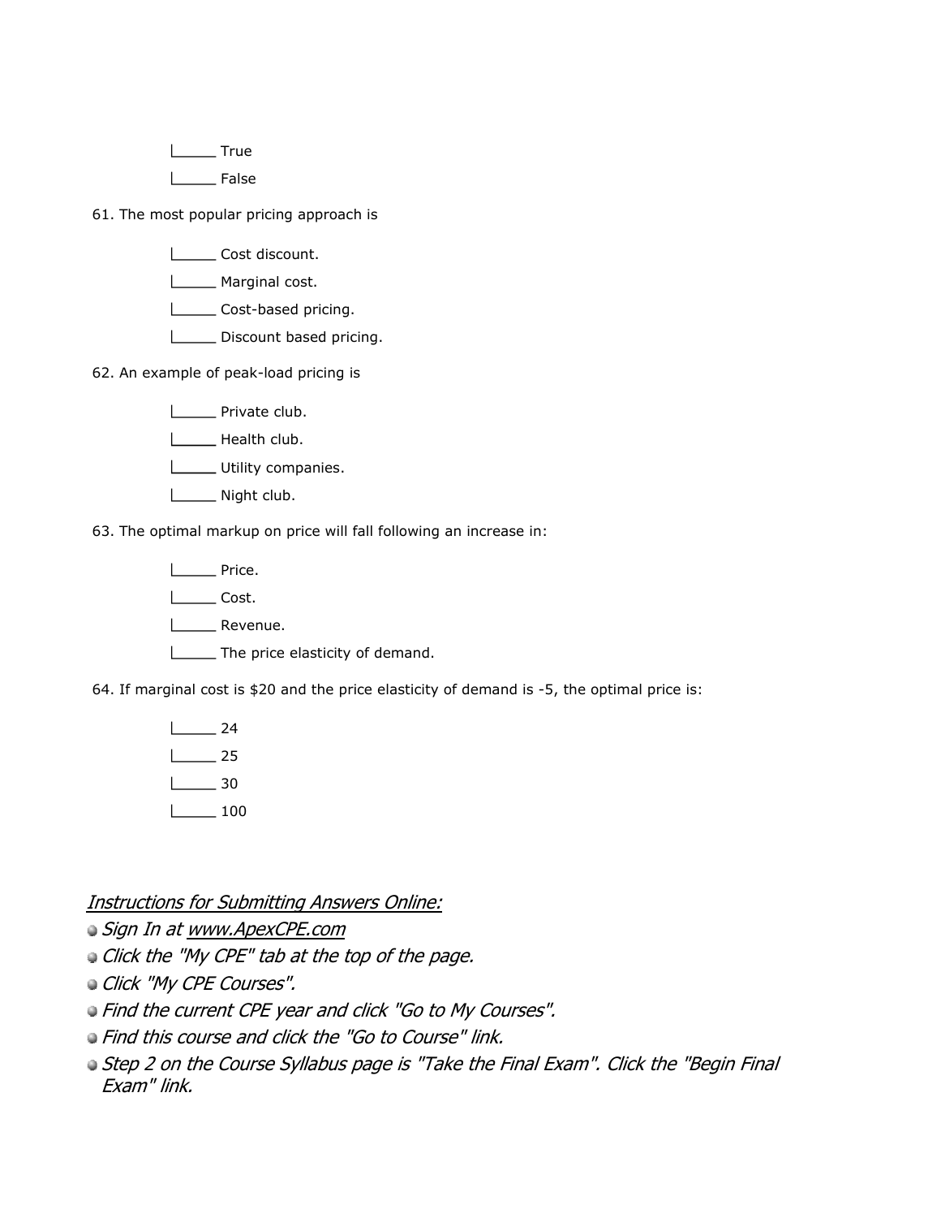- True
- False

61. The most popular pricing approach is

- Cost discount.
- Marginal cost.
- Cost-based pricing.
- Discount based pricing.

62. An example of peak-load pricing is

- Private club.
- Health club.
- Utility companies.
- Night club.

63. The optimal markup on price will fall following an increase in:

- Price.
- Cost.
- Revenue.
- The price elasticity of demand.

64. If marginal cost is $20 and the price elasticity of demand is -5, the optimal price is:

- 24
- 25
- 30
- 100

*Instructions for Submitting Answers Online:*

- *Sign In at www.ApexCPE.com*
- *Click the "My CPE" tab at the top of the page.*
- *Click "My CPE Courses".*
- *Find the current CPE year and click "Go to My Courses".*
- *Find this course and click the "Go to Course" link.*
- *Step 2 on the Course Syllabus page is "Take the Final Exam". Click the "Begin Final Exam" link.*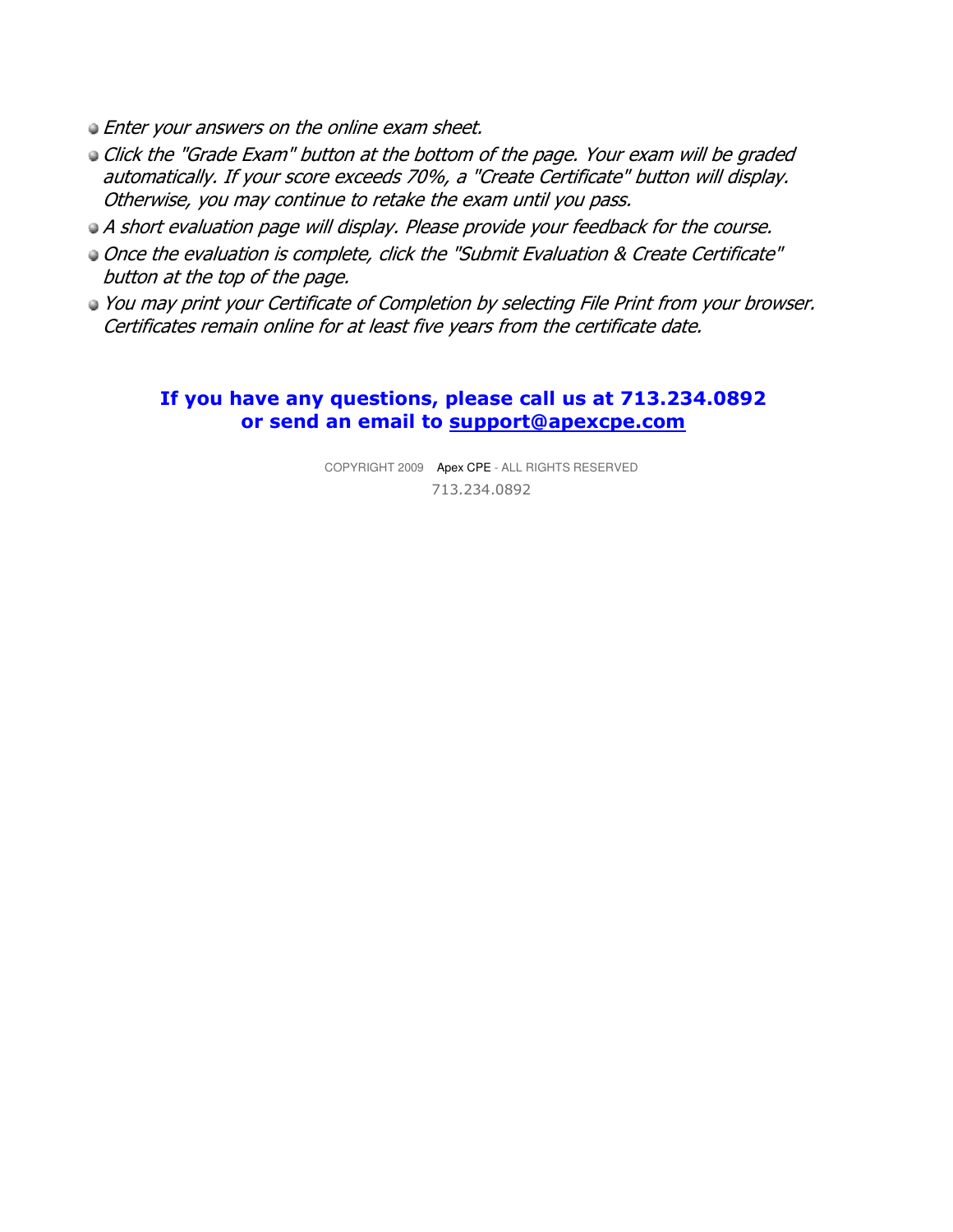- *Enter your answers on the online exam sheet.*
- *Click the "Grade Exam" button at the bottom of the page. Your exam will be graded automatically. If your score exceeds 70%, a "Create Certificate" button will display. Otherwise, you may continue to retake the exam until you pass.*
- *A short evaluation page will display. Please provide your feedback for the course.*
- *Once the evaluation is complete, click the "Submit Evaluation & Create Certificate" button at the top of the page.*
- *You may print your Certificate of Completion by selecting File Print from your browser. Certificates remain online for at least five years from the certificate date.*

**If you have any questions, please call us at 713.234.0892 or send an email to support@apexcpe.com**

COPYRIGHT 2009 Apex CPE - ALL RIGHTS RESERVED

713.234.0892